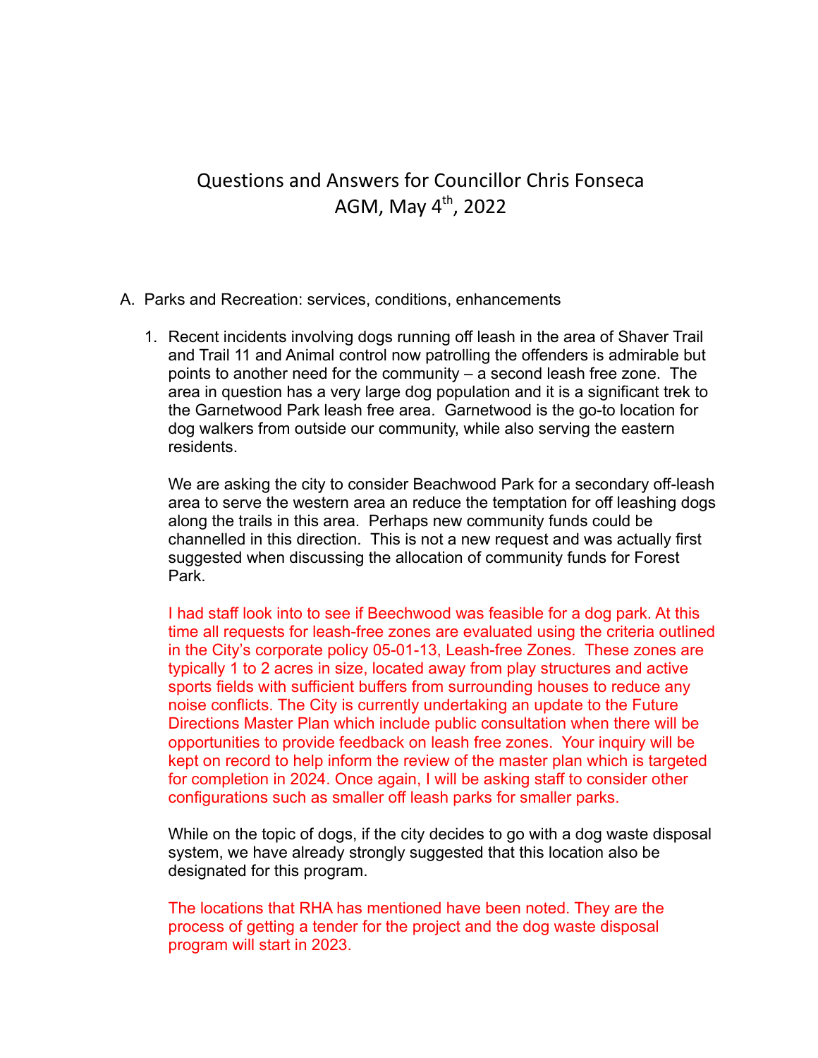# Questions and Answers for Councillor Chris Fonseca
## AGM, May 4th, 2022

A. Parks and Recreation: services, conditions, enhancements

1. Recent incidents involving dogs running off leash in the area of Shaver Trail and Trail 11 and Animal control now patrolling the offenders is admirable but points to another need for the community – a second leash free zone. The area in question has a very large dog population and it is a significant trek to the Garnetwood Park leash free area. Garnetwood is the go-to location for dog walkers from outside our community, while also serving the eastern residents.

   We are asking the city to consider Beachwood Park for a secondary off-leash area to serve the western area an reduce the temptation for off leashing dogs along the trails in this area. Perhaps new community funds could be channelled in this direction. This is not a new request and was actually first suggested when discussing the allocation of community funds for Forest Park.

   I had staff look into to see if Beechwood was feasible for a dog park. At this time all requests for leash-free zones are evaluated using the criteria outlined in the City's corporate policy 05-01-13, Leash-free Zones. These zones are typically 1 to 2 acres in size, located away from play structures and active sports fields with sufficient buffers from surrounding houses to reduce any noise conflicts. The City is currently undertaking an update to the Future Directions Master Plan which include public consultation when there will be opportunities to provide feedback on leash free zones. Your inquiry will be kept on record to help inform the review of the master plan which is targeted for completion in 2024. Once again, I will be asking staff to consider other configurations such as smaller off leash parks for smaller parks.

   While on the topic of dogs, if the city decides to go with a dog waste disposal system, we have already strongly suggested that this location also be designated for this program.

   The locations that RHA has mentioned have been noted. They are the process of getting a tender for the project and the dog waste disposal program will start in 2023.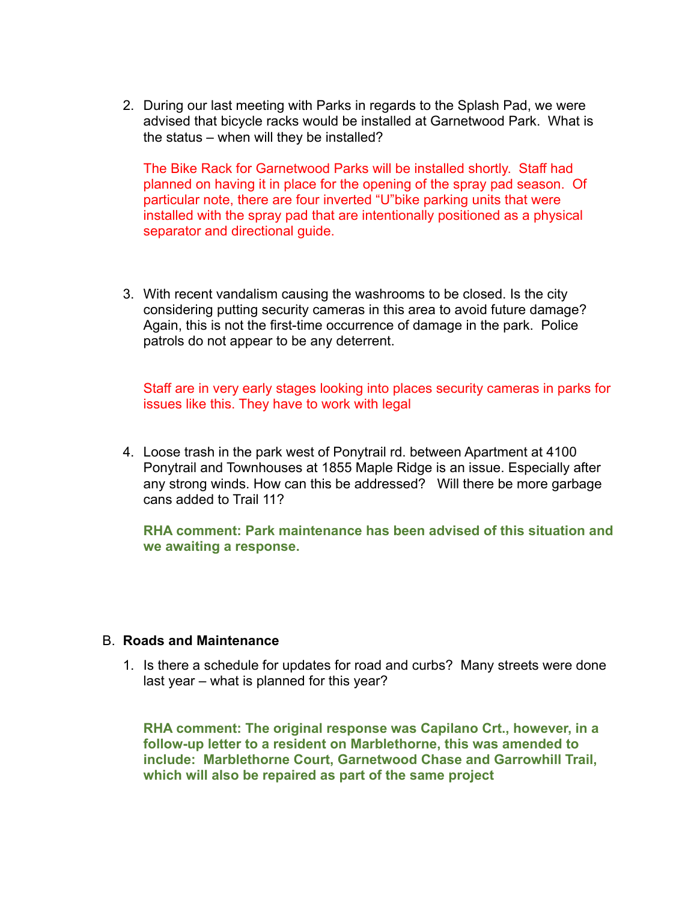2. During our last meeting with Parks in regards to the Splash Pad, we were advised that bicycle racks would be installed at Garnetwood Park. What is the status – when will they be installed?

   The Bike Rack for Garnetwood Parks will be installed shortly. Staff had planned on having it in place for the opening of the spray pad season. Of particular note, there are four inverted "U"bike parking units that were installed with the spray pad that are intentionally positioned as a physical separator and directional guide.

3. With recent vandalism causing the washrooms to be closed. Is the city considering putting security cameras in this area to avoid future damage? Again, this is not the first-time occurrence of damage in the park. Police patrols do not appear to be any deterrent.

   Staff are in very early stages looking into places security cameras in parks for issues like this. They have to work with legal

4. Loose trash in the park west of Ponytrail rd. between Apartment at 4100 Ponytrail and Townhouses at 1855 Maple Ridge is an issue. Especially after any strong winds. How can this be addressed? Will there be more garbage cans added to Trail 11?

   **RHA comment: Park maintenance has been advised of this situation and we awaiting a response.**

B. **Roads and Maintenance**

1. Is there a schedule for updates for road and curbs? Many streets were done last year – what is planned for this year?

   **RHA comment: The original response was Capilano Crt., however, in a follow-up letter to a resident on Marblethorne, this was amended to include: Marblethorne Court, Garnetwood Chase and Garrowhill Trail, which will also be repaired as part of the same project**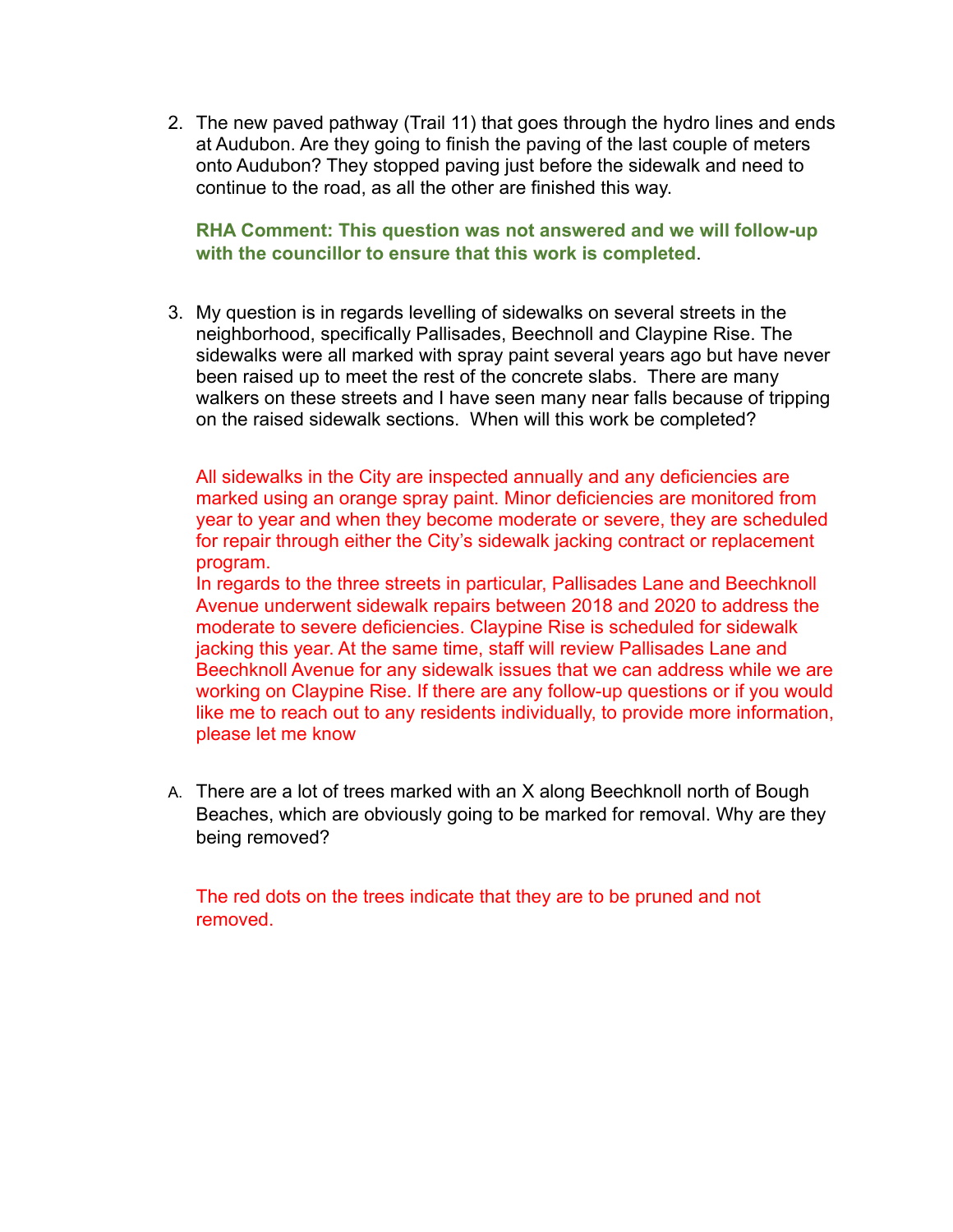2. The new paved pathway (Trail 11) that goes through the hydro lines and ends at Audubon. Are they going to finish the paving of the last couple of meters onto Audubon? They stopped paving just before the sidewalk and need to continue to the road, as all the other are finished this way.

   **RHA Comment: This question was not answered and we will follow-up with the councillor to ensure that this work is completed**.

3. My question is in regards levelling of sidewalks on several streets in the neighborhood, specifically Pallisades, Beechnoll and Claypine Rise. The sidewalks were all marked with spray paint several years ago but have never been raised up to meet the rest of the concrete slabs. There are many walkers on these streets and I have seen many near falls because of tripping on the raised sidewalk sections. When will this work be completed?

   All sidewalks in the City are inspected annually and any deficiencies are marked using an orange spray paint. Minor deficiencies are monitored from year to year and when they become moderate or severe, they are scheduled for repair through either the City's sidewalk jacking contract or replacement program.
   In regards to the three streets in particular, Pallisades Lane and Beechknoll Avenue underwent sidewalk repairs between 2018 and 2020 to address the moderate to severe deficiencies. Claypine Rise is scheduled for sidewalk jacking this year. At the same time, staff will review Pallisades Lane and Beechknoll Avenue for any sidewalk issues that we can address while we are working on Claypine Rise. If there are any follow-up questions or if you would like me to reach out to any residents individually, to provide more information, please let me know

A. There are a lot of trees marked with an X along Beechknoll north of Bough Beaches, which are obviously going to be marked for removal. Why are they being removed?

   The red dots on the trees indicate that they are to be pruned and not removed.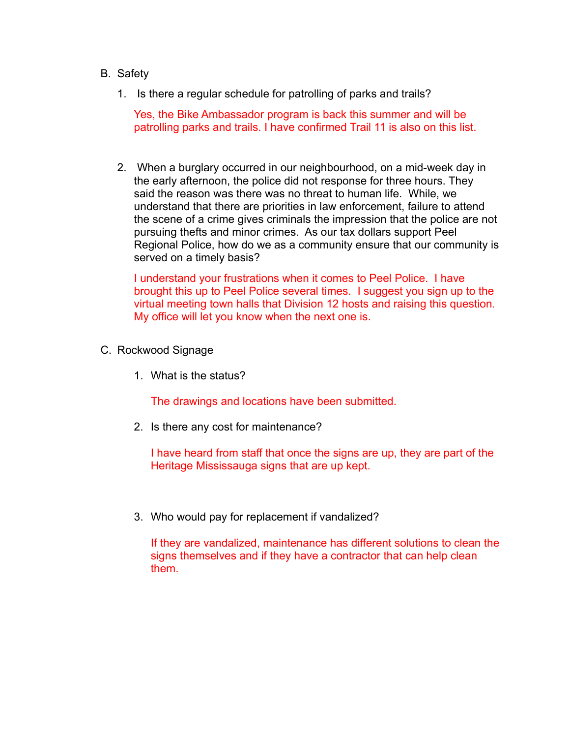B. Safety

1. Is there a regular schedule for patrolling of parks and trails?

   Yes, the Bike Ambassador program is back this summer and will be patrolling parks and trails. I have confirmed Trail 11 is also on this list.

2. When a burglary occurred in our neighbourhood, on a mid-week day in the early afternoon, the police did not response for three hours. They said the reason was there was no threat to human life. While, we understand that there are priorities in law enforcement, failure to attend the scene of a crime gives criminals the impression that the police are not pursuing thefts and minor crimes. As our tax dollars support Peel Regional Police, how do we as a community ensure that our community is served on a timely basis?

   I understand your frustrations when it comes to Peel Police. I have brought this up to Peel Police several times. I suggest you sign up to the virtual meeting town halls that Division 12 hosts and raising this question. My office will let you know when the next one is.

C. Rockwood Signage

1. What is the status?

   The drawings and locations have been submitted.

2. Is there any cost for maintenance?

   I have heard from staff that once the signs are up, they are part of the Heritage Mississauga signs that are up kept.

3. Who would pay for replacement if vandalized?

   If they are vandalized, maintenance has different solutions to clean the signs themselves and if they have a contractor that can help clean them.